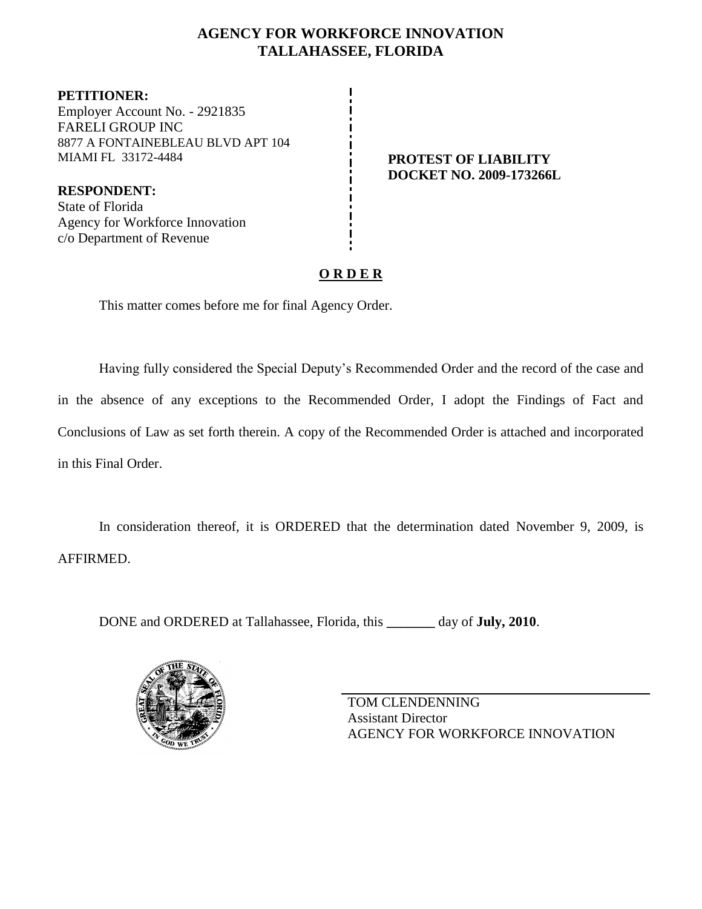# AGENCY FOR WORKFORCE INNOVATION
# TALLAHASSEE, FLORIDA

**PETITIONER:**
Employer Account No. - 2921835
FARELI GROUP INC
8877 A FONTAINEBLEAU BLVD APT 104
MIAMI FL 33172-4484

**RESPONDENT:**
State of Florida
Agency for Workforce Innovation
c/o Department of Revenue

**PROTEST OF LIABILITY**
**DOCKET NO. 2009-173266L**

## O R D E R

This matter comes before me for final Agency Order.

Having fully considered the Special Deputy's Recommended Order and the record of the case and in the absence of any exceptions to the Recommended Order, I adopt the Findings of Fact and Conclusions of Law as set forth therein. A copy of the Recommended Order is attached and incorporated in this Final Order.

In consideration thereof, it is ORDERED that the determination dated November 9, 2009, is AFFIRMED.

DONE and ORDERED at Tallahassee, Florida, this _______ day of **July, 2010**.

TOM CLENDENNING
Assistant Director
AGENCY FOR WORKFORCE INNOVATION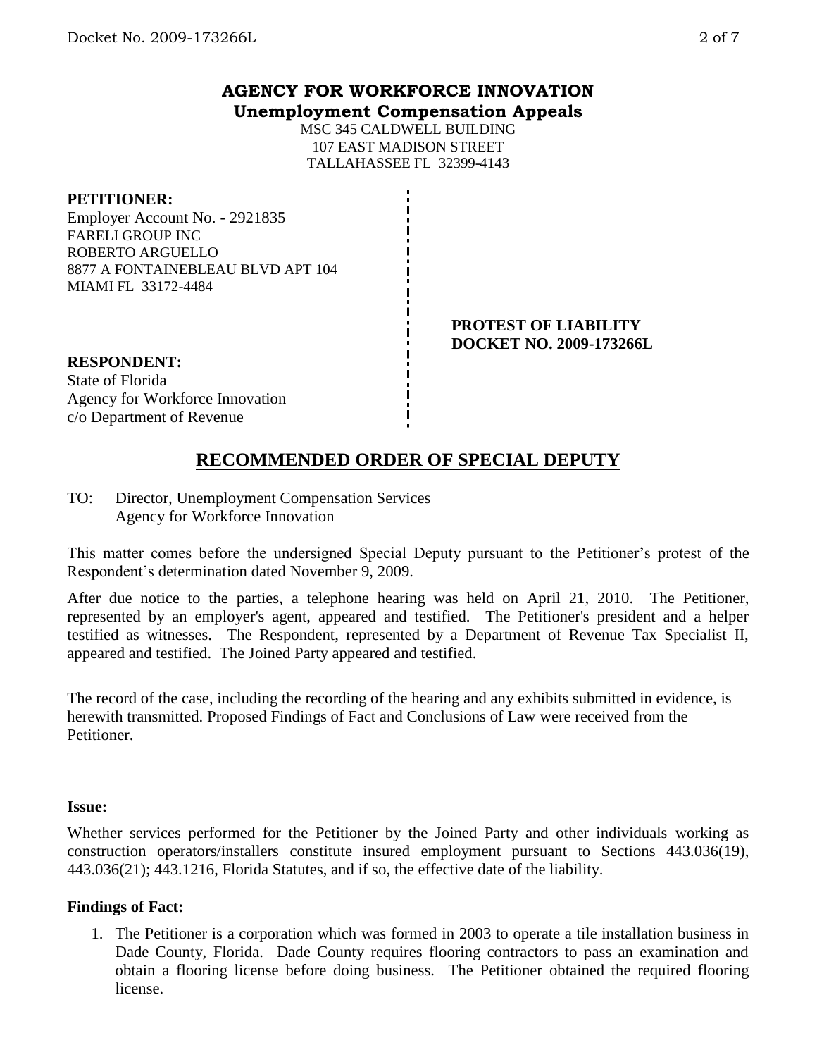# AGENCY FOR WORKFORCE INNOVATION
## Unemployment Compensation Appeals

MSC 345 CALDWELL BUILDING
107 EAST MADISON STREET
TALLAHASSEE FL 32399-4143

**PETITIONER:**
Employer Account No. - 2921835
FARELI GROUP INC
ROBERTO ARGUELLO
8877 A FONTAINEBLEAU BLVD APT 104
MIAMI FL 33172-4484

**PROTEST OF LIABILITY**
**DOCKET NO. 2009-173266L**

**RESPONDENT:**
State of Florida
Agency for Workforce Innovation
c/o Department of Revenue

## RECOMMENDED ORDER OF SPECIAL DEPUTY

TO: Director, Unemployment Compensation Services
Agency for Workforce Innovation

This matter comes before the undersigned Special Deputy pursuant to the Petitioner's protest of the Respondent's determination dated November 9, 2009.

After due notice to the parties, a telephone hearing was held on April 21, 2010. The Petitioner, represented by an employer's agent, appeared and testified. The Petitioner's president and a helper testified as witnesses. The Respondent, represented by a Department of Revenue Tax Specialist II, appeared and testified. The Joined Party appeared and testified.

The record of the case, including the recording of the hearing and any exhibits submitted in evidence, is herewith transmitted. Proposed Findings of Fact and Conclusions of Law were received from the Petitioner.

**Issue:**

Whether services performed for the Petitioner by the Joined Party and other individuals working as construction operators/installers constitute insured employment pursuant to Sections 443.036(19), 443.036(21); 443.1216, Florida Statutes, and if so, the effective date of the liability.

**Findings of Fact:**

1. The Petitioner is a corporation which was formed in 2003 to operate a tile installation business in Dade County, Florida. Dade County requires flooring contractors to pass an examination and obtain a flooring license before doing business. The Petitioner obtained the required flooring license.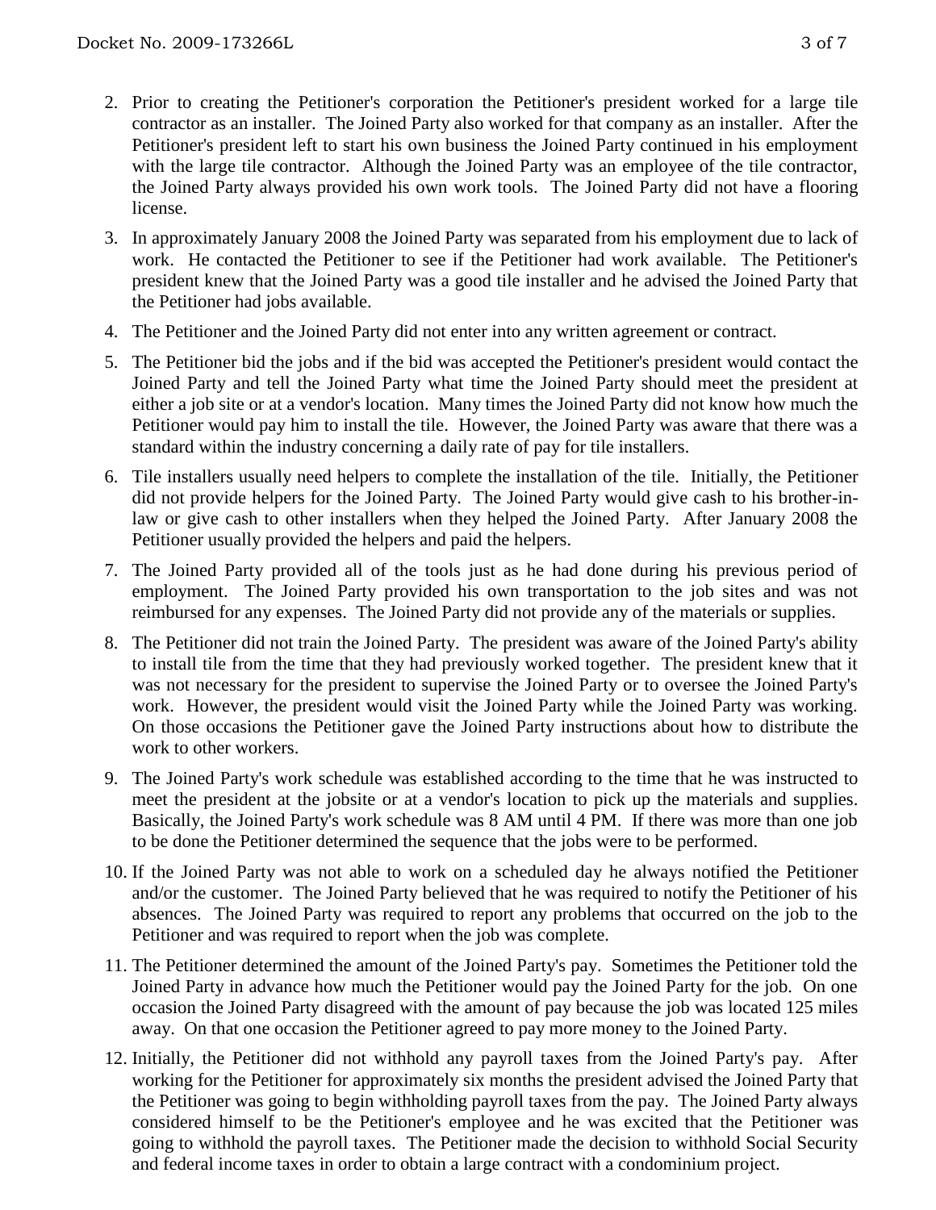2. Prior to creating the Petitioner's corporation the Petitioner's president worked for a large tile contractor as an installer. The Joined Party also worked for that company as an installer. After the Petitioner's president left to start his own business the Joined Party continued in his employment with the large tile contractor. Although the Joined Party was an employee of the tile contractor, the Joined Party always provided his own work tools. The Joined Party did not have a flooring license.

3. In approximately January 2008 the Joined Party was separated from his employment due to lack of work. He contacted the Petitioner to see if the Petitioner had work available. The Petitioner's president knew that the Joined Party was a good tile installer and he advised the Joined Party that the Petitioner had jobs available.

4. The Petitioner and the Joined Party did not enter into any written agreement or contract.

5. The Petitioner bid the jobs and if the bid was accepted the Petitioner's president would contact the Joined Party and tell the Joined Party what time the Joined Party should meet the president at either a job site or at a vendor's location. Many times the Joined Party did not know how much the Petitioner would pay him to install the tile. However, the Joined Party was aware that there was a standard within the industry concerning a daily rate of pay for tile installers.

6. Tile installers usually need helpers to complete the installation of the tile. Initially, the Petitioner did not provide helpers for the Joined Party. The Joined Party would give cash to his brother-in-law or give cash to other installers when they helped the Joined Party. After January 2008 the Petitioner usually provided the helpers and paid the helpers.

7. The Joined Party provided all of the tools just as he had done during his previous period of employment. The Joined Party provided his own transportation to the job sites and was not reimbursed for any expenses. The Joined Party did not provide any of the materials or supplies.

8. The Petitioner did not train the Joined Party. The president was aware of the Joined Party's ability to install tile from the time that they had previously worked together. The president knew that it was not necessary for the president to supervise the Joined Party or to oversee the Joined Party's work. However, the president would visit the Joined Party while the Joined Party was working. On those occasions the Petitioner gave the Joined Party instructions about how to distribute the work to other workers.

9. The Joined Party's work schedule was established according to the time that he was instructed to meet the president at the jobsite or at a vendor's location to pick up the materials and supplies. Basically, the Joined Party's work schedule was 8 AM until 4 PM. If there was more than one job to be done the Petitioner determined the sequence that the jobs were to be performed.

10. If the Joined Party was not able to work on a scheduled day he always notified the Petitioner and/or the customer. The Joined Party believed that he was required to notify the Petitioner of his absences. The Joined Party was required to report any problems that occurred on the job to the Petitioner and was required to report when the job was complete.

11. The Petitioner determined the amount of the Joined Party's pay. Sometimes the Petitioner told the Joined Party in advance how much the Petitioner would pay the Joined Party for the job. On one occasion the Joined Party disagreed with the amount of pay because the job was located 125 miles away. On that one occasion the Petitioner agreed to pay more money to the Joined Party.

12. Initially, the Petitioner did not withhold any payroll taxes from the Joined Party's pay. After working for the Petitioner for approximately six months the president advised the Joined Party that the Petitioner was going to begin withholding payroll taxes from the pay. The Joined Party always considered himself to be the Petitioner's employee and he was excited that the Petitioner was going to withhold the payroll taxes. The Petitioner made the decision to withhold Social Security and federal income taxes in order to obtain a large contract with a condominium project.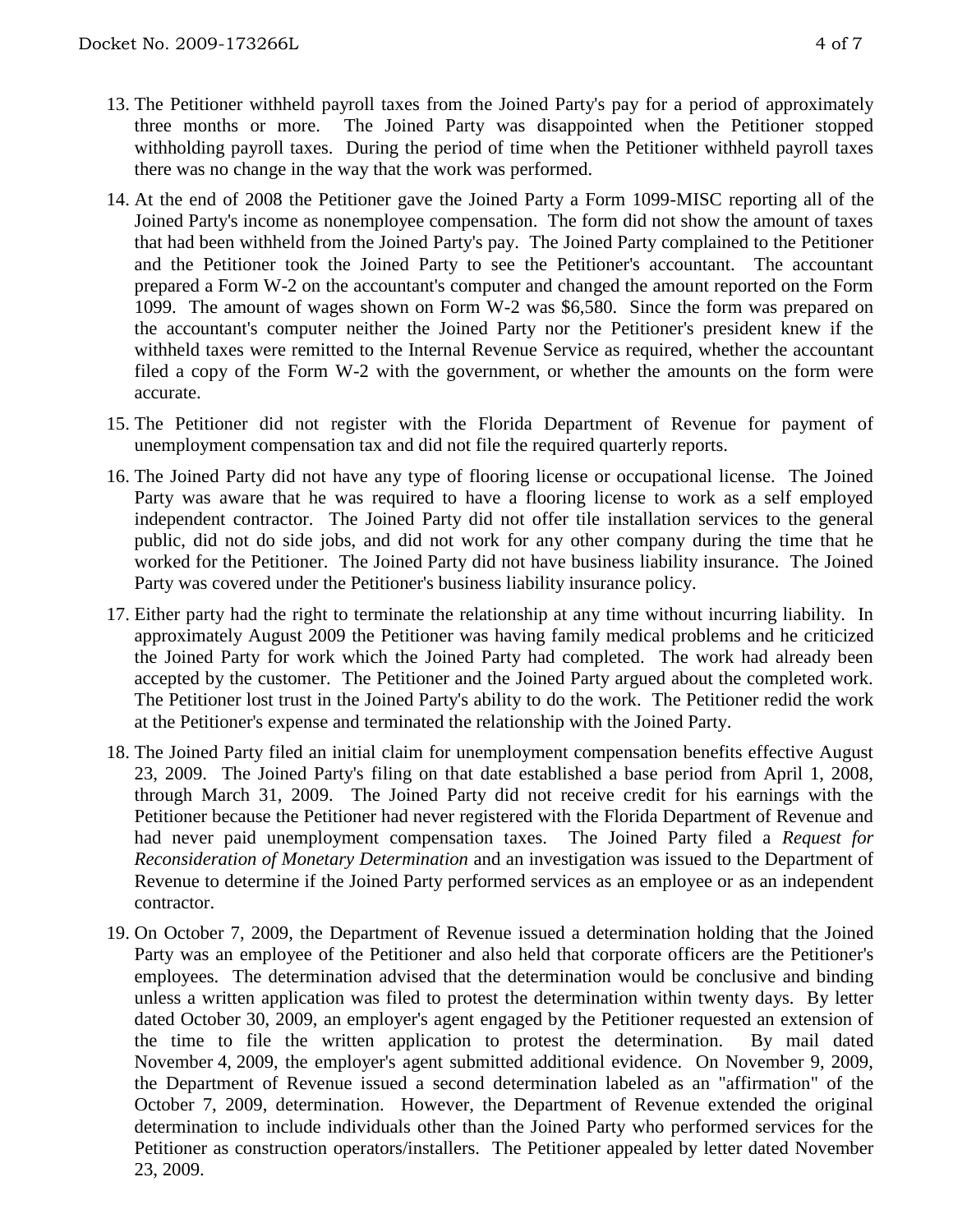13. The Petitioner withheld payroll taxes from the Joined Party's pay for a period of approximately three months or more. The Joined Party was disappointed when the Petitioner stopped withholding payroll taxes. During the period of time when the Petitioner withheld payroll taxes there was no change in the way that the work was performed.

14. At the end of 2008 the Petitioner gave the Joined Party a Form 1099-MISC reporting all of the Joined Party's income as nonemployee compensation. The form did not show the amount of taxes that had been withheld from the Joined Party's pay. The Joined Party complained to the Petitioner and the Petitioner took the Joined Party to see the Petitioner's accountant. The accountant prepared a Form W-2 on the accountant's computer and changed the amount reported on the Form 1099. The amount of wages shown on Form W-2 was $6,580. Since the form was prepared on the accountant's computer neither the Joined Party nor the Petitioner's president knew if the withheld taxes were remitted to the Internal Revenue Service as required, whether the accountant filed a copy of the Form W-2 with the government, or whether the amounts on the form were accurate.

15. The Petitioner did not register with the Florida Department of Revenue for payment of unemployment compensation tax and did not file the required quarterly reports.

16. The Joined Party did not have any type of flooring license or occupational license. The Joined Party was aware that he was required to have a flooring license to work as a self employed independent contractor. The Joined Party did not offer tile installation services to the general public, did not do side jobs, and did not work for any other company during the time that he worked for the Petitioner. The Joined Party did not have business liability insurance. The Joined Party was covered under the Petitioner's business liability insurance policy.

17. Either party had the right to terminate the relationship at any time without incurring liability. In approximately August 2009 the Petitioner was having family medical problems and he criticized the Joined Party for work which the Joined Party had completed. The work had already been accepted by the customer. The Petitioner and the Joined Party argued about the completed work. The Petitioner lost trust in the Joined Party's ability to do the work. The Petitioner redid the work at the Petitioner's expense and terminated the relationship with the Joined Party.

18. The Joined Party filed an initial claim for unemployment compensation benefits effective August 23, 2009. The Joined Party's filing on that date established a base period from April 1, 2008, through March 31, 2009. The Joined Party did not receive credit for his earnings with the Petitioner because the Petitioner had never registered with the Florida Department of Revenue and had never paid unemployment compensation taxes. The Joined Party filed a *Request for Reconsideration of Monetary Determination* and an investigation was issued to the Department of Revenue to determine if the Joined Party performed services as an employee or as an independent contractor.

19. On October 7, 2009, the Department of Revenue issued a determination holding that the Joined Party was an employee of the Petitioner and also held that corporate officers are the Petitioner's employees. The determination advised that the determination would be conclusive and binding unless a written application was filed to protest the determination within twenty days. By letter dated October 30, 2009, an employer's agent engaged by the Petitioner requested an extension of the time to file the written application to protest the determination. By mail dated November 4, 2009, the employer's agent submitted additional evidence. On November 9, 2009, the Department of Revenue issued a second determination labeled as an "affirmation" of the October 7, 2009, determination. However, the Department of Revenue extended the original determination to include individuals other than the Joined Party who performed services for the Petitioner as construction operators/installers. The Petitioner appealed by letter dated November 23, 2009.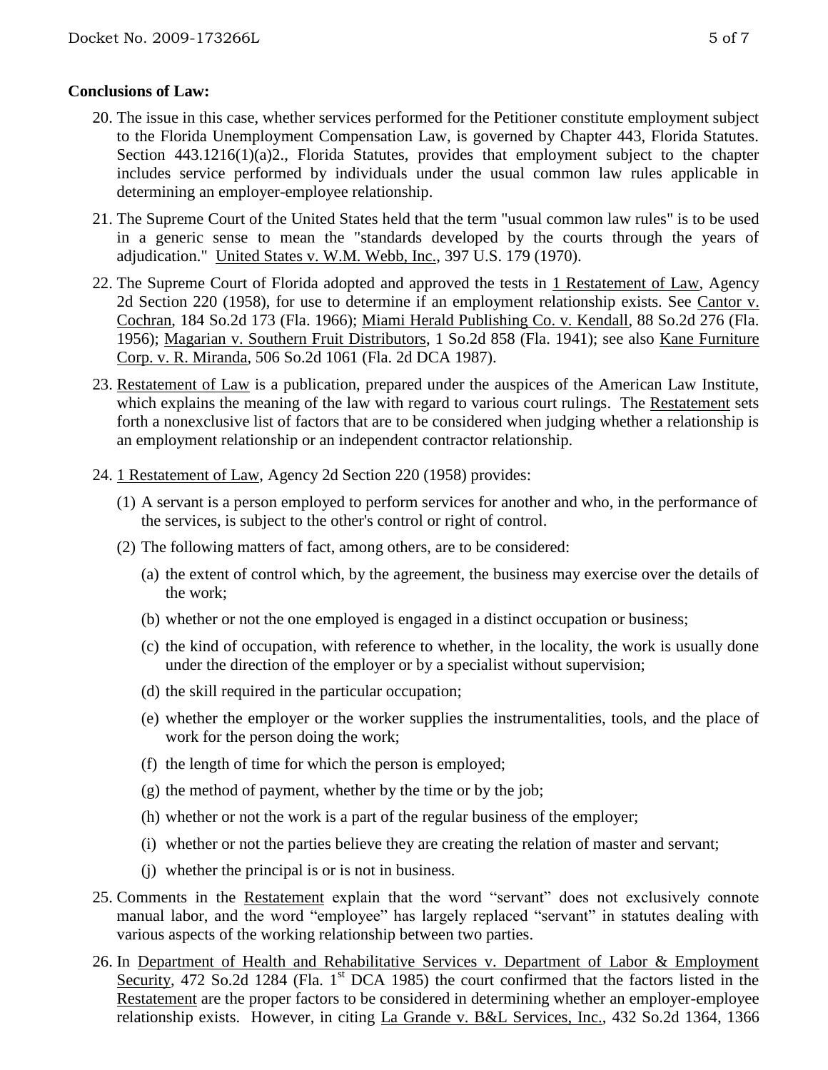**Conclusions of Law:**

20. The issue in this case, whether services performed for the Petitioner constitute employment subject to the Florida Unemployment Compensation Law, is governed by Chapter 443, Florida Statutes. Section 443.1216(1)(a)2., Florida Statutes, provides that employment subject to the chapter includes service performed by individuals under the usual common law rules applicable in determining an employer-employee relationship.

21. The Supreme Court of the United States held that the term "usual common law rules" is to be used in a generic sense to mean the "standards developed by the courts through the years of adjudication." United States v. W.M. Webb, Inc., 397 U.S. 179 (1970).

22. The Supreme Court of Florida adopted and approved the tests in 1 Restatement of Law, Agency 2d Section 220 (1958), for use to determine if an employment relationship exists. See Cantor v. Cochran, 184 So.2d 173 (Fla. 1966); Miami Herald Publishing Co. v. Kendall, 88 So.2d 276 (Fla. 1956); Magarian v. Southern Fruit Distributors, 1 So.2d 858 (Fla. 1941); see also Kane Furniture Corp. v. R. Miranda, 506 So.2d 1061 (Fla. 2d DCA 1987).

23. Restatement of Law is a publication, prepared under the auspices of the American Law Institute, which explains the meaning of the law with regard to various court rulings. The Restatement sets forth a nonexclusive list of factors that are to be considered when judging whether a relationship is an employment relationship or an independent contractor relationship.

24. 1 Restatement of Law, Agency 2d Section 220 (1958) provides:

    (1) A servant is a person employed to perform services for another and who, in the performance of the services, is subject to the other's control or right of control.

    (2) The following matters of fact, among others, are to be considered:

    (a) the extent of control which, by the agreement, the business may exercise over the details of the work;

    (b) whether or not the one employed is engaged in a distinct occupation or business;

    (c) the kind of occupation, with reference to whether, in the locality, the work is usually done under the direction of the employer or by a specialist without supervision;

    (d) the skill required in the particular occupation;

    (e) whether the employer or the worker supplies the instrumentalities, tools, and the place of work for the person doing the work;

    (f) the length of time for which the person is employed;

    (g) the method of payment, whether by the time or by the job;

    (h) whether or not the work is a part of the regular business of the employer;

    (i) whether or not the parties believe they are creating the relation of master and servant;

    (j) whether the principal is or is not in business.

25. Comments in the Restatement explain that the word "servant" does not exclusively connote manual labor, and the word "employee" has largely replaced "servant" in statutes dealing with various aspects of the working relationship between two parties.

26. In Department of Health and Rehabilitative Services v. Department of Labor & Employment Security, 472 So.2d 1284 (Fla. 1st DCA 1985) the court confirmed that the factors listed in the Restatement are the proper factors to be considered in determining whether an employer-employee relationship exists. However, in citing La Grande v. B&L Services, Inc., 432 So.2d 1364, 1366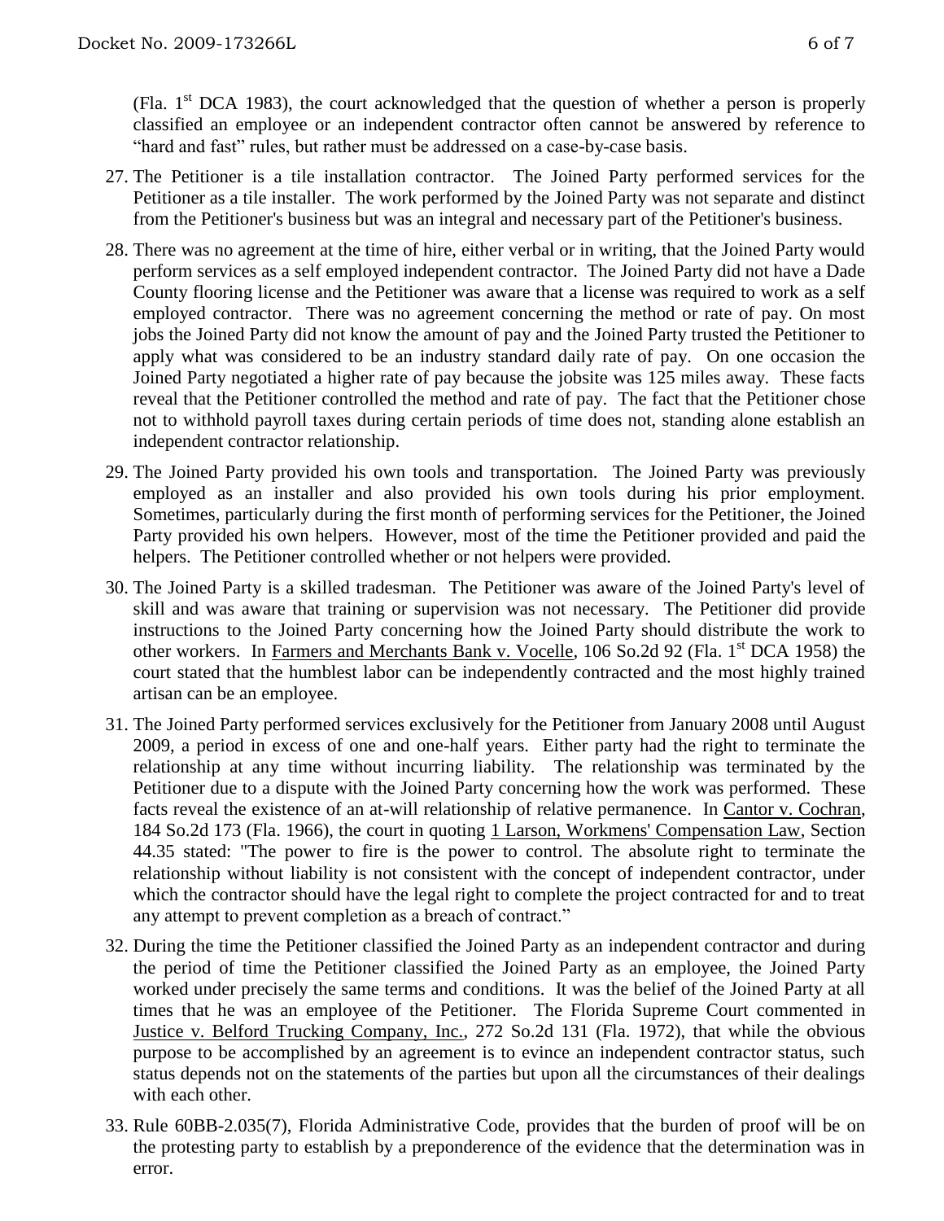(Fla. 1st DCA 1983), the court acknowledged that the question of whether a person is properly classified an employee or an independent contractor often cannot be answered by reference to "hard and fast" rules, but rather must be addressed on a case-by-case basis.

27. The Petitioner is a tile installation contractor. The Joined Party performed services for the Petitioner as a tile installer. The work performed by the Joined Party was not separate and distinct from the Petitioner's business but was an integral and necessary part of the Petitioner's business.

28. There was no agreement at the time of hire, either verbal or in writing, that the Joined Party would perform services as a self employed independent contractor. The Joined Party did not have a Dade County flooring license and the Petitioner was aware that a license was required to work as a self employed contractor. There was no agreement concerning the method or rate of pay. On most jobs the Joined Party did not know the amount of pay and the Joined Party trusted the Petitioner to apply what was considered to be an industry standard daily rate of pay. On one occasion the Joined Party negotiated a higher rate of pay because the jobsite was 125 miles away. These facts reveal that the Petitioner controlled the method and rate of pay. The fact that the Petitioner chose not to withhold payroll taxes during certain periods of time does not, standing alone establish an independent contractor relationship.

29. The Joined Party provided his own tools and transportation. The Joined Party was previously employed as an installer and also provided his own tools during his prior employment. Sometimes, particularly during the first month of performing services for the Petitioner, the Joined Party provided his own helpers. However, most of the time the Petitioner provided and paid the helpers. The Petitioner controlled whether or not helpers were provided.

30. The Joined Party is a skilled tradesman. The Petitioner was aware of the Joined Party's level of skill and was aware that training or supervision was not necessary. The Petitioner did provide instructions to the Joined Party concerning how the Joined Party should distribute the work to other workers. In Farmers and Merchants Bank v. Vocelle, 106 So.2d 92 (Fla. 1st DCA 1958) the court stated that the humblest labor can be independently contracted and the most highly trained artisan can be an employee.

31. The Joined Party performed services exclusively for the Petitioner from January 2008 until August 2009, a period in excess of one and one-half years. Either party had the right to terminate the relationship at any time without incurring liability. The relationship was terminated by the Petitioner due to a dispute with the Joined Party concerning how the work was performed. These facts reveal the existence of an at-will relationship of relative permanence. In Cantor v. Cochran, 184 So.2d 173 (Fla. 1966), the court in quoting 1 Larson, Workmens' Compensation Law, Section 44.35 stated: "The power to fire is the power to control. The absolute right to terminate the relationship without liability is not consistent with the concept of independent contractor, under which the contractor should have the legal right to complete the project contracted for and to treat any attempt to prevent completion as a breach of contract."

32. During the time the Petitioner classified the Joined Party as an independent contractor and during the period of time the Petitioner classified the Joined Party as an employee, the Joined Party worked under precisely the same terms and conditions. It was the belief of the Joined Party at all times that he was an employee of the Petitioner. The Florida Supreme Court commented in Justice v. Belford Trucking Company, Inc., 272 So.2d 131 (Fla. 1972), that while the obvious purpose to be accomplished by an agreement is to evince an independent contractor status, such status depends not on the statements of the parties but upon all the circumstances of their dealings with each other.

33. Rule 60BB-2.035(7), Florida Administrative Code, provides that the burden of proof will be on the protesting party to establish by a preponderence of the evidence that the determination was in error.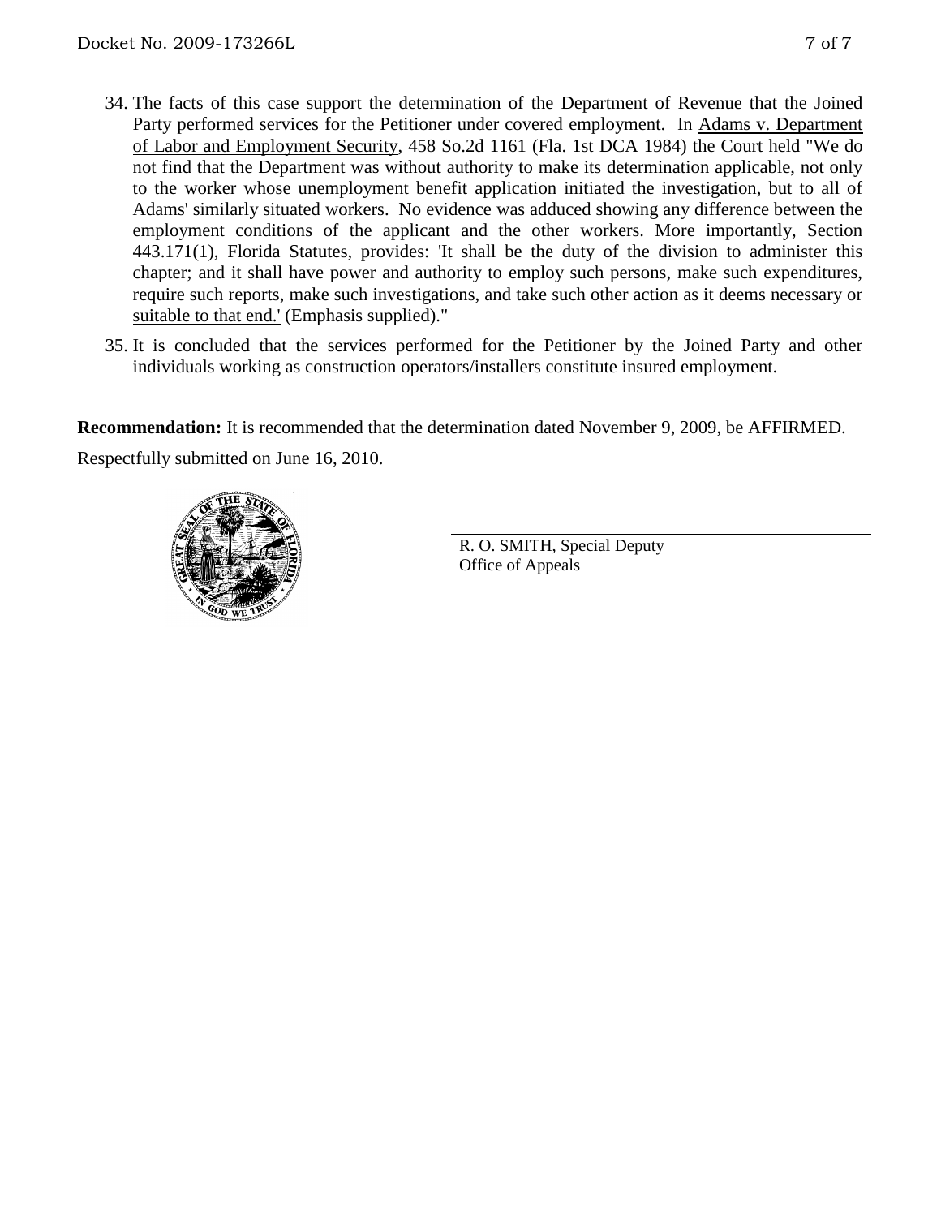34. The facts of this case support the determination of the Department of Revenue that the Joined Party performed services for the Petitioner under covered employment. In Adams v. Department of Labor and Employment Security, 458 So.2d 1161 (Fla. 1st DCA 1984) the Court held "We do not find that the Department was without authority to make its determination applicable, not only to the worker whose unemployment benefit application initiated the investigation, but to all of Adams' similarly situated workers. No evidence was adduced showing any difference between the employment conditions of the applicant and the other workers. More importantly, Section 443.171(1), Florida Statutes, provides: 'It shall be the duty of the division to administer this chapter; and it shall have power and authority to employ such persons, make such expenditures, require such reports, make such investigations, and take such other action as it deems necessary or suitable to that end.' (Emphasis supplied)."

35. It is concluded that the services performed for the Petitioner by the Joined Party and other individuals working as construction operators/installers constitute insured employment.

**Recommendation:** It is recommended that the determination dated November 9, 2009, be AFFIRMED.

Respectfully submitted on June 16, 2010.

R. O. SMITH, Special Deputy
Office of Appeals